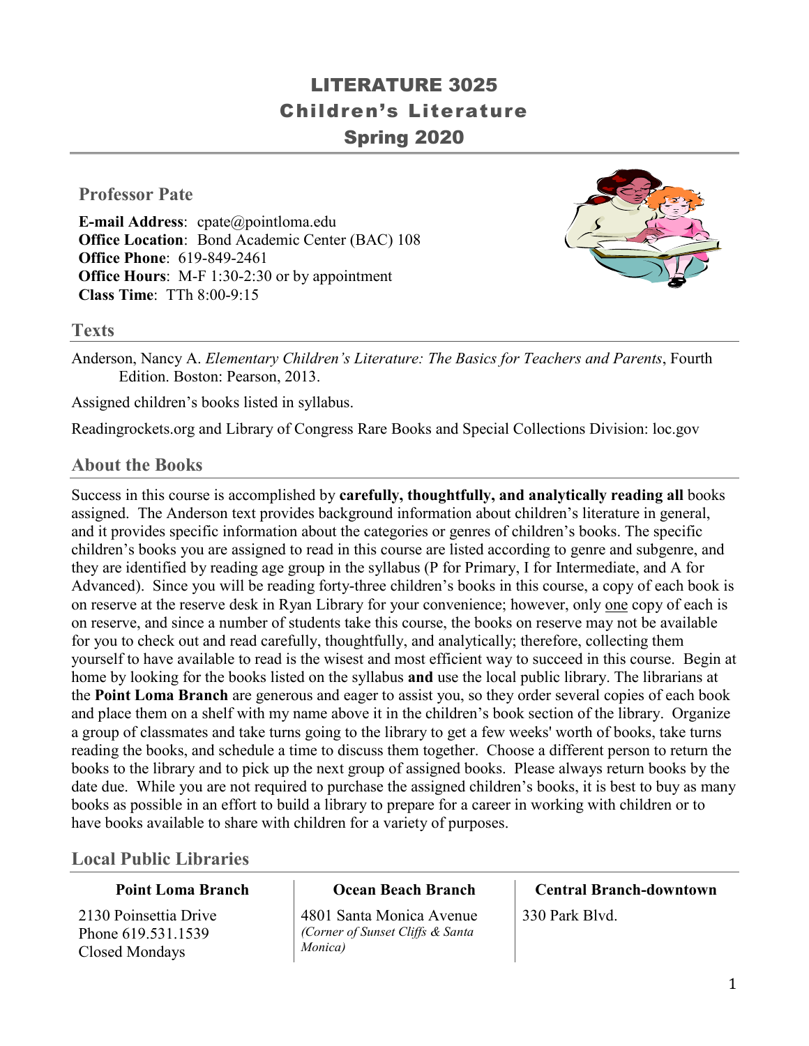# LITERATURE 3025
## Children's Literature
## Spring 2020

### Professor Pate

**E-mail Address**: cpate@pointloma.edu
**Office Location**: Bond Academic Center (BAC) 108
**Office Phone**: 619-849-2461
**Office Hours**: M-F 1:30-2:30 or by appointment
**Class Time**: TTh 8:00-9:15

### Texts

Anderson, Nancy A. *Elementary Children's Literature: The Basics for Teachers and Parents*, Fourth Edition. Boston: Pearson, 2013.

Assigned children's books listed in syllabus.

Readingrockets.org and Library of Congress Rare Books and Special Collections Division: loc.gov

### About the Books

Success in this course is accomplished by **carefully, thoughtfully, and analytically reading all** books assigned. The Anderson text provides background information about children's literature in general, and it provides specific information about the categories or genres of children's books. The specific children's books you are assigned to read in this course are listed according to genre and subgenre, and they are identified by reading age group in the syllabus (P for Primary, I for Intermediate, and A for Advanced). Since you will be reading forty-three children's books in this course, a copy of each book is on reserve at the reserve desk in Ryan Library for your convenience; however, only one copy of each is on reserve, and since a number of students take this course, the books on reserve may not be available for you to check out and read carefully, thoughtfully, and analytically; therefore, collecting them yourself to have available to read is the wisest and most efficient way to succeed in this course. Begin at home by looking for the books listed on the syllabus **and** use the local public library. The librarians at the **Point Loma Branch** are generous and eager to assist you, so they order several copies of each book and place them on a shelf with my name above it in the children's book section of the library. Organize a group of classmates and take turns going to the library to get a few weeks' worth of books, take turns reading the books, and schedule a time to discuss them together. Choose a different person to return the books to the library and to pick up the next group of assigned books. Please always return books by the date due. While you are not required to purchase the assigned children's books, it is best to buy as many books as possible in an effort to build a library to prepare for a career in working with children or to have books available to share with children for a variety of purposes.

### Local Public Libraries

| Point Loma Branch | Ocean Beach Branch | Central Branch-downtown |
|---|---|---|
| 2130 Poinsettia Drive<br>Phone 619.531.1539<br>Closed Mondays | 4801 Santa Monica Avenue<br>*(Corner of Sunset Cliffs & Santa Monica)* | 330 Park Blvd. |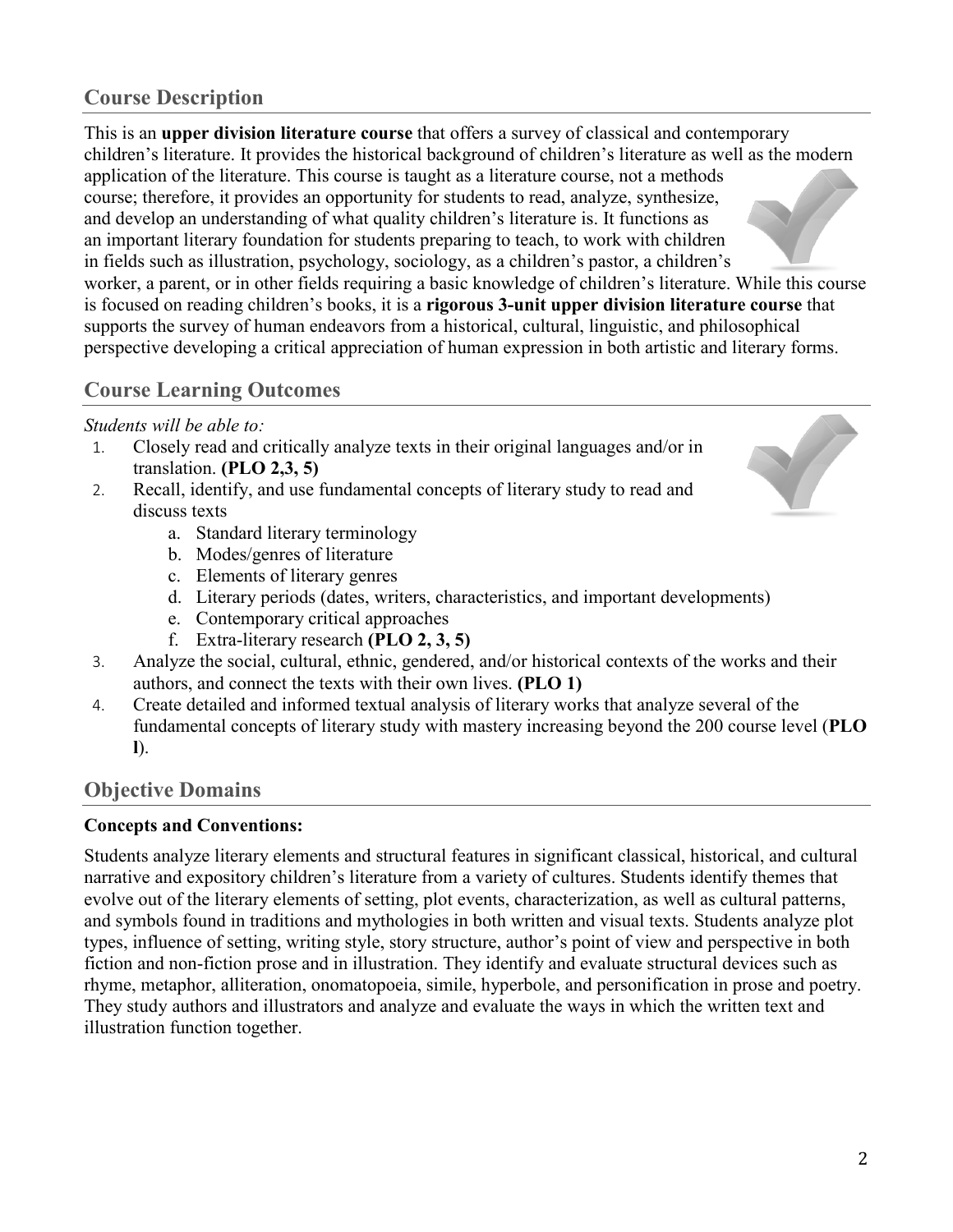## Course Description

This is an **upper division literature course** that offers a survey of classical and contemporary children's literature. It provides the historical background of children's literature as well as the modern application of the literature. This course is taught as a literature course, not a methods course; therefore, it provides an opportunity for students to read, analyze, synthesize, and develop an understanding of what quality children's literature is. It functions as an important literary foundation for students preparing to teach, to work with children in fields such as illustration, psychology, sociology, as a children's pastor, a children's worker, a parent, or in other fields requiring a basic knowledge of children's literature. While this course is focused on reading children's books, it is a **rigorous 3-unit upper division literature course** that supports the survey of human endeavors from a historical, cultural, linguistic, and philosophical perspective developing a critical appreciation of human expression in both artistic and literary forms.

## Course Learning Outcomes

*Students will be able to:*

1. Closely read and critically analyze texts in their original languages and/or in translation. **(PLO 2,3, 5)**
2. Recall, identify, and use fundamental concepts of literary study to read and discuss texts
   a. Standard literary terminology
   b. Modes/genres of literature
   c. Elements of literary genres
   d. Literary periods (dates, writers, characteristics, and important developments)
   e. Contemporary critical approaches
   f. Extra-literary research **(PLO 2, 3, 5)**
3. Analyze the social, cultural, ethnic, gendered, and/or historical contexts of the works and their authors, and connect the texts with their own lives. **(PLO 1)**
4. Create detailed and informed textual analysis of literary works that analyze several of the fundamental concepts of literary study with mastery increasing beyond the 200 course level (**PLO l**).

## Objective Domains

**Concepts and Conventions:**

Students analyze literary elements and structural features in significant classical, historical, and cultural narrative and expository children's literature from a variety of cultures. Students identify themes that evolve out of the literary elements of setting, plot events, characterization, as well as cultural patterns, and symbols found in traditions and mythologies in both written and visual texts. Students analyze plot types, influence of setting, writing style, story structure, author's point of view and perspective in both fiction and non-fiction prose and in illustration. They identify and evaluate structural devices such as rhyme, metaphor, alliteration, onomatopoeia, simile, hyperbole, and personification in prose and poetry. They study authors and illustrators and analyze and evaluate the ways in which the written text and illustration function together.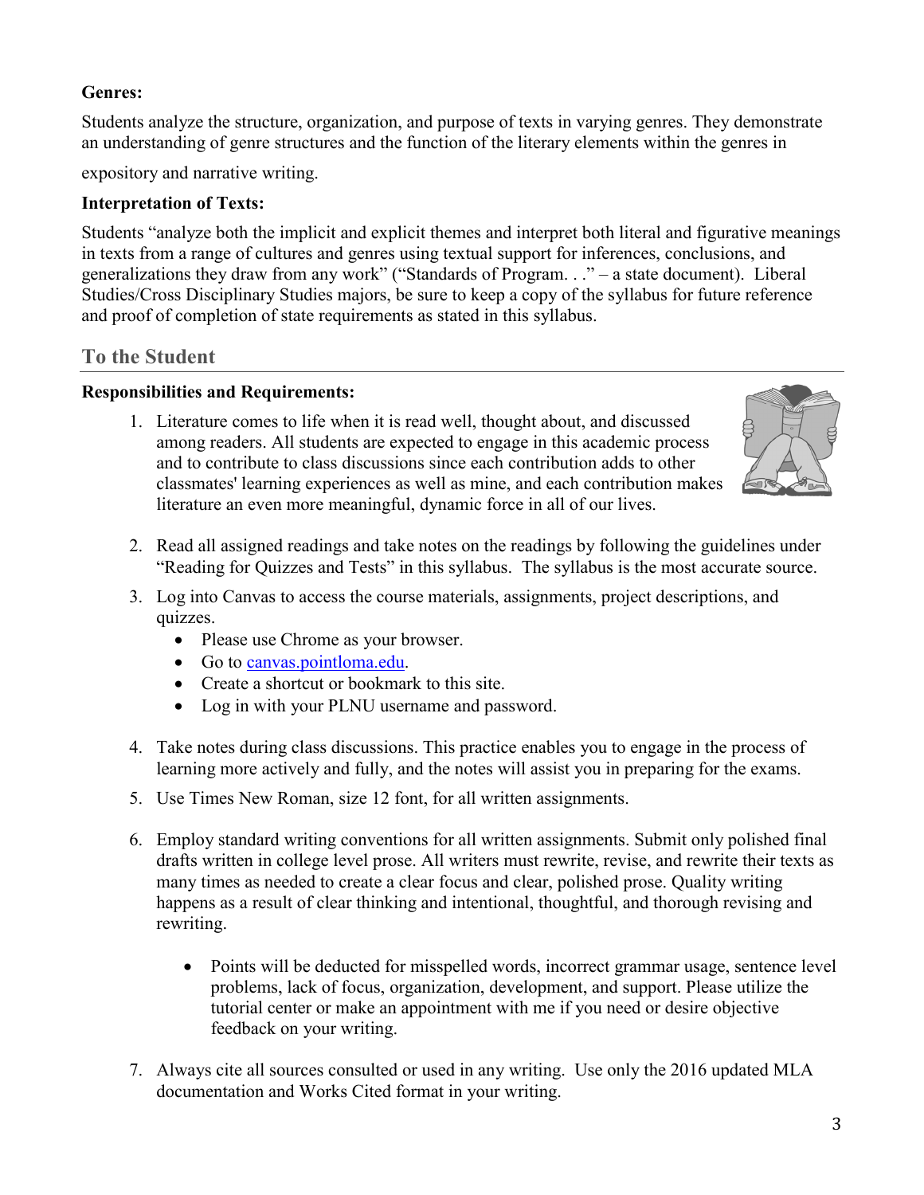**Genres:**

Students analyze the structure, organization, and purpose of texts in varying genres. They demonstrate an understanding of genre structures and the function of the literary elements within the genres in expository and narrative writing.

**Interpretation of Texts:**

Students "analyze both the implicit and explicit themes and interpret both literal and figurative meanings in texts from a range of cultures and genres using textual support for inferences, conclusions, and generalizations they draw from any work" ("Standards of Program. . ." – a state document). Liberal Studies/Cross Disciplinary Studies majors, be sure to keep a copy of the syllabus for future reference and proof of completion of state requirements as stated in this syllabus.

## To the Student

**Responsibilities and Requirements:**

1. Literature comes to life when it is read well, thought about, and discussed among readers. All students are expected to engage in this academic process and to contribute to class discussions since each contribution adds to other classmates' learning experiences as well as mine, and each contribution makes literature an even more meaningful, dynamic force in all of our lives.
2. Read all assigned readings and take notes on the readings by following the guidelines under "Reading for Quizzes and Tests" in this syllabus. The syllabus is the most accurate source.
3. Log into Canvas to access the course materials, assignments, project descriptions, and quizzes.
   - Please use Chrome as your browser.
   - Go to canvas.pointloma.edu.
   - Create a shortcut or bookmark to this site.
   - Log in with your PLNU username and password.
4. Take notes during class discussions. This practice enables you to engage in the process of learning more actively and fully, and the notes will assist you in preparing for the exams.
5. Use Times New Roman, size 12 font, for all written assignments.
6. Employ standard writing conventions for all written assignments. Submit only polished final drafts written in college level prose. All writers must rewrite, revise, and rewrite their texts as many times as needed to create a clear focus and clear, polished prose. Quality writing happens as a result of clear thinking and intentional, thoughtful, and thorough revising and rewriting.
   - Points will be deducted for misspelled words, incorrect grammar usage, sentence level problems, lack of focus, organization, development, and support. Please utilize the tutorial center or make an appointment with me if you need or desire objective feedback on your writing.
7. Always cite all sources consulted or used in any writing. Use only the 2016 updated MLA documentation and Works Cited format in your writing.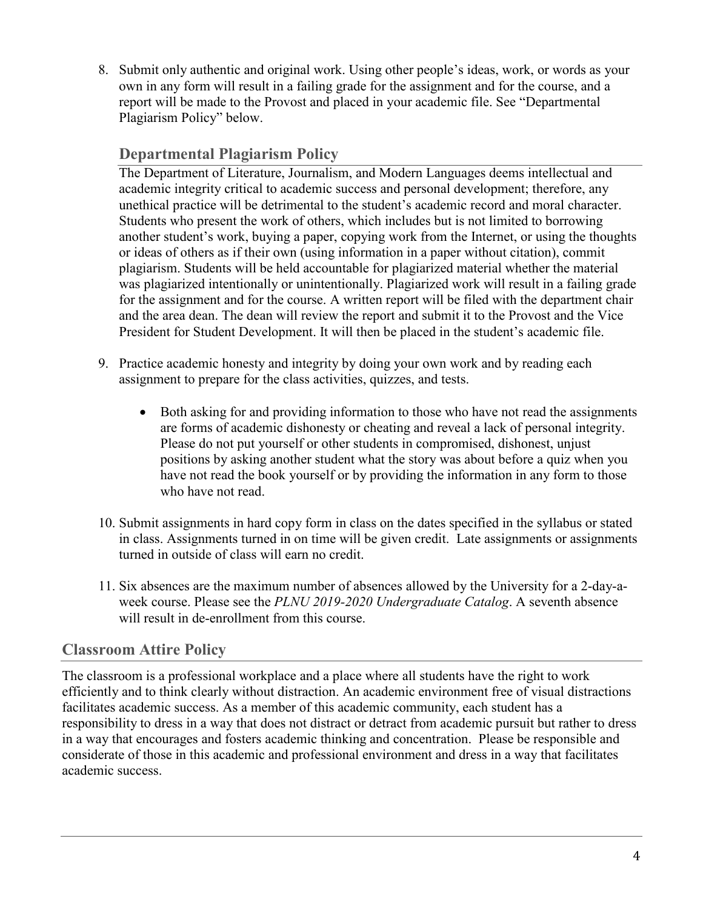8. Submit only authentic and original work. Using other people's ideas, work, or words as your own in any form will result in a failing grade for the assignment and for the course, and a report will be made to the Provost and placed in your academic file. See "Departmental Plagiarism Policy" below.

### Departmental Plagiarism Policy

The Department of Literature, Journalism, and Modern Languages deems intellectual and academic integrity critical to academic success and personal development; therefore, any unethical practice will be detrimental to the student's academic record and moral character. Students who present the work of others, which includes but is not limited to borrowing another student's work, buying a paper, copying work from the Internet, or using the thoughts or ideas of others as if their own (using information in a paper without citation), commit plagiarism. Students will be held accountable for plagiarized material whether the material was plagiarized intentionally or unintentionally. Plagiarized work will result in a failing grade for the assignment and for the course. A written report will be filed with the department chair and the area dean. The dean will review the report and submit it to the Provost and the Vice President for Student Development. It will then be placed in the student's academic file.

9. Practice academic honesty and integrity by doing your own work and by reading each assignment to prepare for the class activities, quizzes, and tests.

    - Both asking for and providing information to those who have not read the assignments are forms of academic dishonesty or cheating and reveal a lack of personal integrity. Please do not put yourself or other students in compromised, dishonest, unjust positions by asking another student what the story was about before a quiz when you have not read the book yourself or by providing the information in any form to those who have not read.

10. Submit assignments in hard copy form in class on the dates specified in the syllabus or stated in class. Assignments turned in on time will be given credit. Late assignments or assignments turned in outside of class will earn no credit.

11. Six absences are the maximum number of absences allowed by the University for a 2-day-a-week course. Please see the *PLNU 2019-2020 Undergraduate Catalog*. A seventh absence will result in de-enrollment from this course.

## Classroom Attire Policy

The classroom is a professional workplace and a place where all students have the right to work efficiently and to think clearly without distraction. An academic environment free of visual distractions facilitates academic success. As a member of this academic community, each student has a responsibility to dress in a way that does not distract or detract from academic pursuit but rather to dress in a way that encourages and fosters academic thinking and concentration. Please be responsible and considerate of those in this academic and professional environment and dress in a way that facilitates academic success.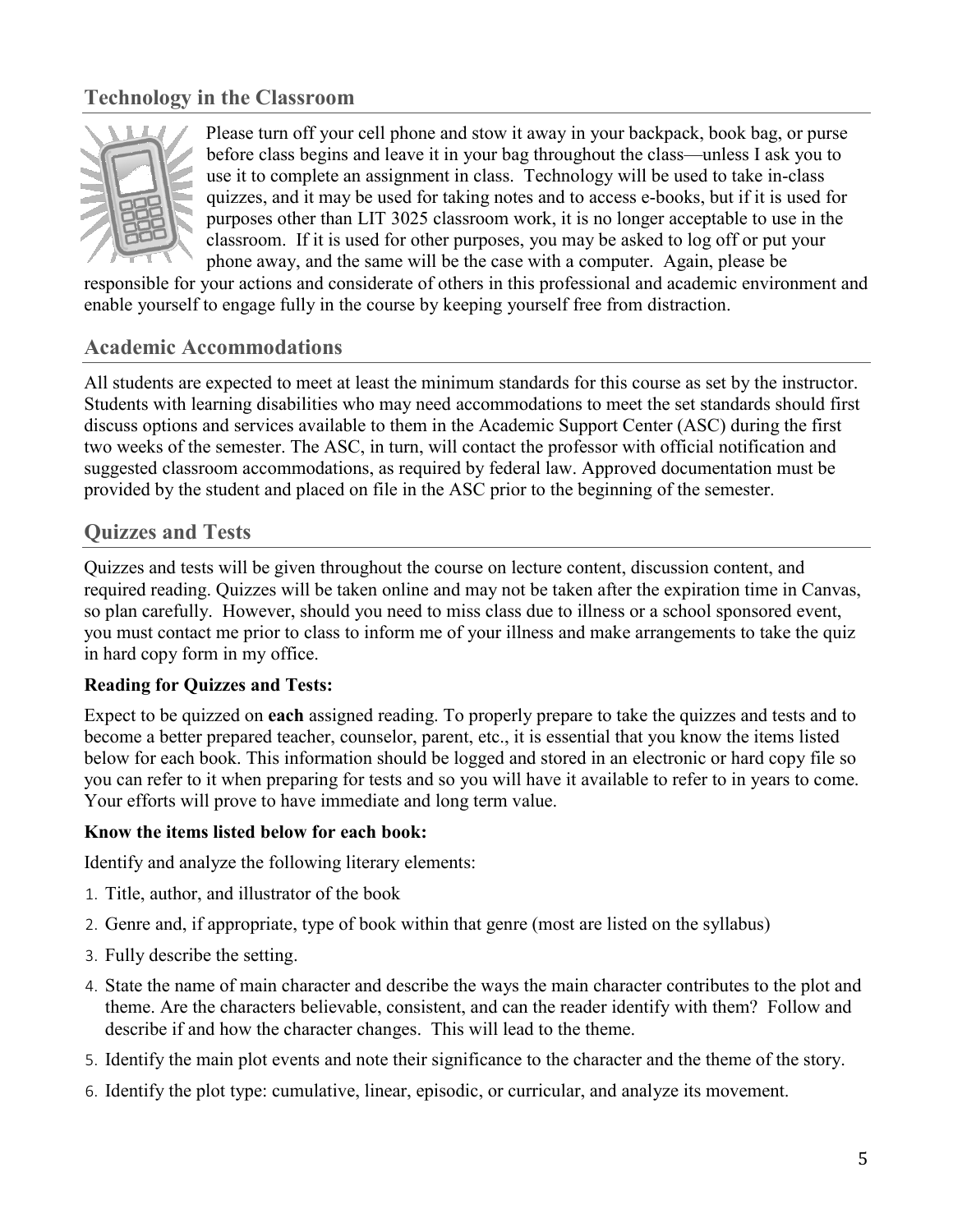## Technology in the Classroom

Please turn off your cell phone and stow it away in your backpack, book bag, or purse before class begins and leave it in your bag throughout the class—unless I ask you to use it to complete an assignment in class. Technology will be used to take in-class quizzes, and it may be used for taking notes and to access e-books, but if it is used for purposes other than LIT 3025 classroom work, it is no longer acceptable to use in the classroom. If it is used for other purposes, you may be asked to log off or put your phone away, and the same will be the case with a computer. Again, please be responsible for your actions and considerate of others in this professional and academic environment and enable yourself to engage fully in the course by keeping yourself free from distraction.

## Academic Accommodations

All students are expected to meet at least the minimum standards for this course as set by the instructor. Students with learning disabilities who may need accommodations to meet the set standards should first discuss options and services available to them in the Academic Support Center (ASC) during the first two weeks of the semester. The ASC, in turn, will contact the professor with official notification and suggested classroom accommodations, as required by federal law. Approved documentation must be provided by the student and placed on file in the ASC prior to the beginning of the semester.

## Quizzes and Tests

Quizzes and tests will be given throughout the course on lecture content, discussion content, and required reading. Quizzes will be taken online and may not be taken after the expiration time in Canvas, so plan carefully. However, should you need to miss class due to illness or a school sponsored event, you must contact me prior to class to inform me of your illness and make arrangements to take the quiz in hard copy form in my office.

**Reading for Quizzes and Tests:**

Expect to be quizzed on **each** assigned reading. To properly prepare to take the quizzes and tests and to become a better prepared teacher, counselor, parent, etc., it is essential that you know the items listed below for each book. This information should be logged and stored in an electronic or hard copy file so you can refer to it when preparing for tests and so you will have it available to refer to in years to come. Your efforts will prove to have immediate and long term value.

**Know the items listed below for each book:**

Identify and analyze the following literary elements:

1. Title, author, and illustrator of the book
2. Genre and, if appropriate, type of book within that genre (most are listed on the syllabus)
3. Fully describe the setting.
4. State the name of main character and describe the ways the main character contributes to the plot and theme. Are the characters believable, consistent, and can the reader identify with them? Follow and describe if and how the character changes. This will lead to the theme.
5. Identify the main plot events and note their significance to the character and the theme of the story.
6. Identify the plot type: cumulative, linear, episodic, or curricular, and analyze its movement.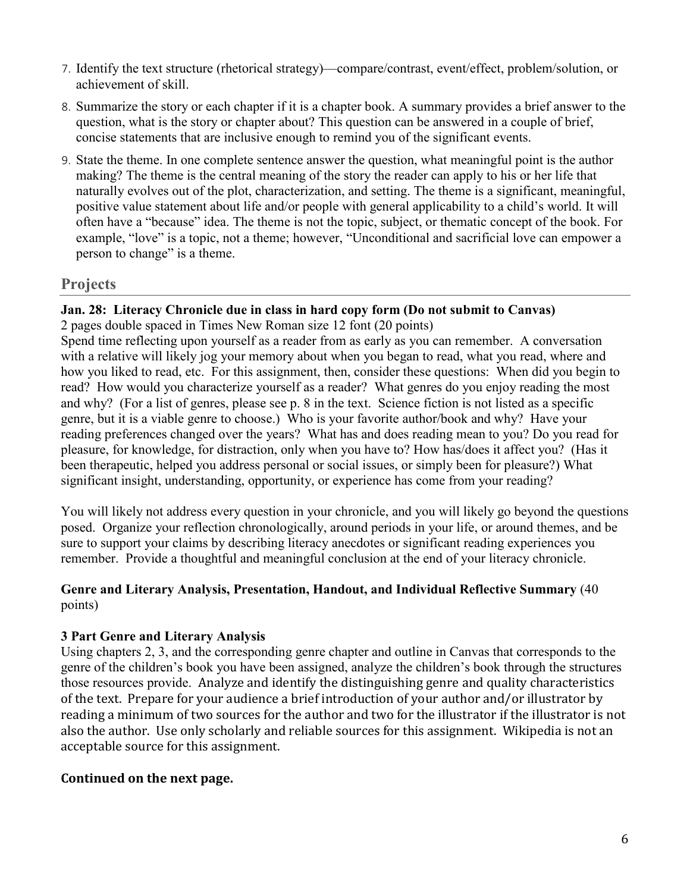7. Identify the text structure (rhetorical strategy)—compare/contrast, event/effect, problem/solution, or achievement of skill.
8. Summarize the story or each chapter if it is a chapter book. A summary provides a brief answer to the question, what is the story or chapter about? This question can be answered in a couple of brief, concise statements that are inclusive enough to remind you of the significant events.
9. State the theme. In one complete sentence answer the question, what meaningful point is the author making? The theme is the central meaning of the story the reader can apply to his or her life that naturally evolves out of the plot, characterization, and setting. The theme is a significant, meaningful, positive value statement about life and/or people with general applicability to a child's world. It will often have a "because" idea. The theme is not the topic, subject, or thematic concept of the book. For example, "love" is a topic, not a theme; however, "Unconditional and sacrificial love can empower a person to change" is a theme.

## Projects

**Jan. 28: Literacy Chronicle due in class in hard copy form (Do not submit to Canvas)**
2 pages double spaced in Times New Roman size 12 font (20 points)
Spend time reflecting upon yourself as a reader from as early as you can remember. A conversation with a relative will likely jog your memory about when you began to read, what you read, where and how you liked to read, etc. For this assignment, then, consider these questions: When did you begin to read? How would you characterize yourself as a reader? What genres do you enjoy reading the most and why? (For a list of genres, please see p. 8 in the text. Science fiction is not listed as a specific genre, but it is a viable genre to choose.) Who is your favorite author/book and why? Have your reading preferences changed over the years? What has and does reading mean to you? Do you read for pleasure, for knowledge, for distraction, only when you have to? How has/does it affect you? (Has it been therapeutic, helped you address personal or social issues, or simply been for pleasure?) What significant insight, understanding, opportunity, or experience has come from your reading?

You will likely not address every question in your chronicle, and you will likely go beyond the questions posed. Organize your reflection chronologically, around periods in your life, or around themes, and be sure to support your claims by describing literacy anecdotes or significant reading experiences you remember. Provide a thoughtful and meaningful conclusion at the end of your literacy chronicle.

**Genre and Literary Analysis, Presentation, Handout, and Individual Reflective Summary** (40 points)

**3 Part Genre and Literary Analysis**
Using chapters 2, 3, and the corresponding genre chapter and outline in Canvas that corresponds to the genre of the children's book you have been assigned, analyze the children's book through the structures those resources provide. Analyze and identify the distinguishing genre and quality characteristics of the text. Prepare for your audience a brief introduction of your author and/or illustrator by reading a minimum of two sources for the author and two for the illustrator if the illustrator is not also the author. Use only scholarly and reliable sources for this assignment. Wikipedia is not an acceptable source for this assignment.

**Continued on the next page.**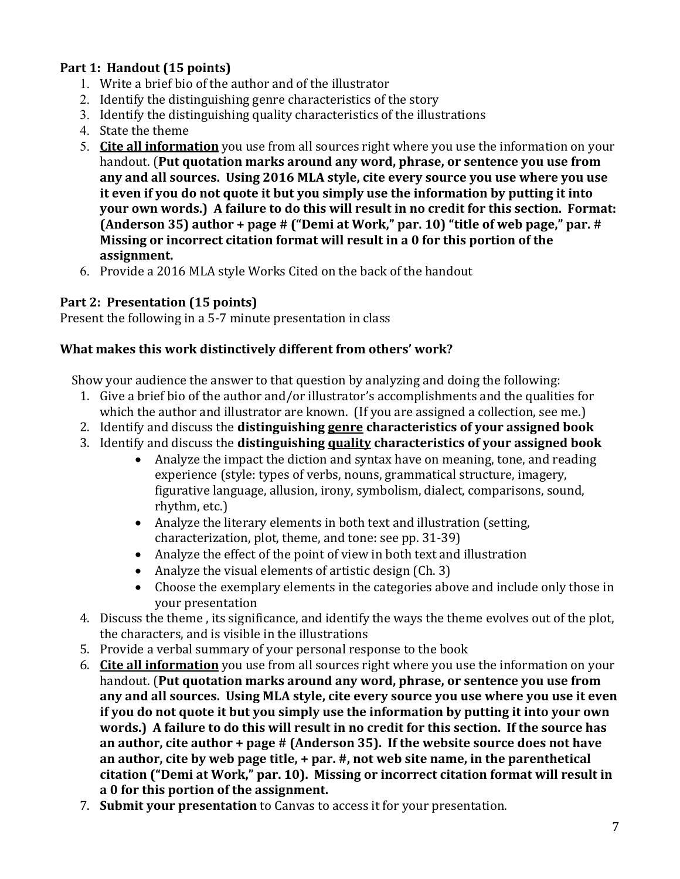**Part 1: Handout (15 points)**

1. Write a brief bio of the author and of the illustrator
2. Identify the distinguishing genre characteristics of the story
3. Identify the distinguishing quality characteristics of the illustrations
4. State the theme
5. **<u>Cite all information</u>** you use from all sources right where you use the information on your handout. (**Put quotation marks around any word, phrase, or sentence you use from any and all sources. Using 2016 MLA style, cite every source you use where you use it even if you do not quote it but you simply use the information by putting it into your own words.) A failure to do this will result in no credit for this section. Format: (Anderson 35) author + page # ("Demi at Work," par. 10) "title of web page," par. # Missing or incorrect citation format will result in a 0 for this portion of the assignment.**
6. Provide a 2016 MLA style Works Cited on the back of the handout

**Part 2: Presentation (15 points)**

Present the following in a 5-7 minute presentation in class

**What makes this work distinctively different from others' work?**

Show your audience the answer to that question by analyzing and doing the following:

1. Give a brief bio of the author and/or illustrator's accomplishments and the qualities for which the author and illustrator are known. (If you are assigned a collection, see me.)
2. Identify and discuss the **distinguishing <u>genre</u> characteristics of your assigned book**
3. Identify and discuss the **distinguishing <u>quality</u> characteristics of your assigned book**
   - Analyze the impact the diction and syntax have on meaning, tone, and reading experience (style: types of verbs, nouns, grammatical structure, imagery, figurative language, allusion, irony, symbolism, dialect, comparisons, sound, rhythm, etc.)
   - Analyze the literary elements in both text and illustration (setting, characterization, plot, theme, and tone: see pp. 31-39)
   - Analyze the effect of the point of view in both text and illustration
   - Analyze the visual elements of artistic design (Ch. 3)
   - Choose the exemplary elements in the categories above and include only those in your presentation
4. Discuss the theme , its significance, and identify the ways the theme evolves out of the plot, the characters, and is visible in the illustrations
5. Provide a verbal summary of your personal response to the book
6. **<u>Cite all information</u>** you use from all sources right where you use the information on your handout. (**Put quotation marks around any word, phrase, or sentence you use from any and all sources. Using MLA style, cite every source you use where you use it even if you do not quote it but you simply use the information by putting it into your own words.) A failure to do this will result in no credit for this section. If the source has an author, cite author + page # (Anderson 35). If the website source does not have an author, cite by web page title, + par. #, not web site name, in the parenthetical citation ("Demi at Work," par. 10). Missing or incorrect citation format will result in a 0 for this portion of the assignment.**
7. **Submit your presentation** to Canvas to access it for your presentation.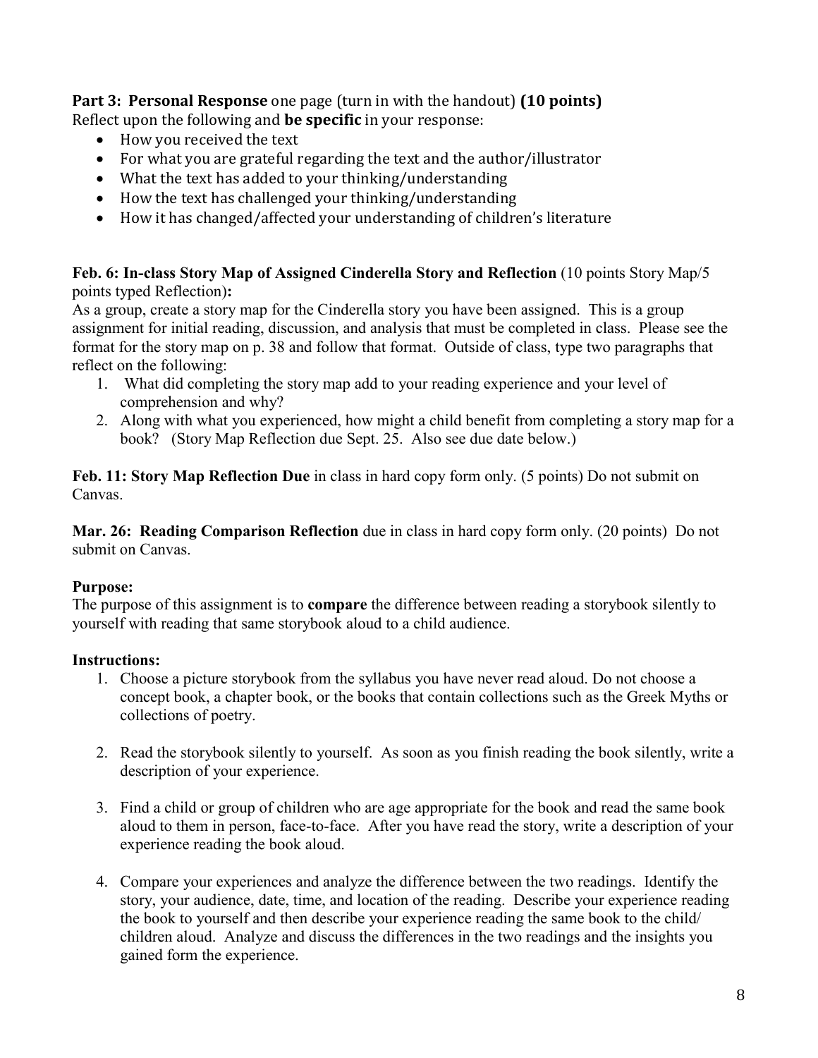**Part 3: Personal Response** one page (turn in with the handout) **(10 points)**
Reflect upon the following and **be specific** in your response:

- How you received the text
- For what you are grateful regarding the text and the author/illustrator
- What the text has added to your thinking/understanding
- How the text has challenged your thinking/understanding
- How it has changed/affected your understanding of children's literature

**Feb. 6: In-class Story Map of Assigned Cinderella Story and Reflection** (10 points Story Map/5 points typed Reflection)**:**
As a group, create a story map for the Cinderella story you have been assigned. This is a group assignment for initial reading, discussion, and analysis that must be completed in class. Please see the format for the story map on p. 38 and follow that format. Outside of class, type two paragraphs that reflect on the following:

1. What did completing the story map add to your reading experience and your level of comprehension and why?
2. Along with what you experienced, how might a child benefit from completing a story map for a book? (Story Map Reflection due Sept. 25. Also see due date below.)

**Feb. 11: Story Map Reflection Due** in class in hard copy form only. (5 points) Do not submit on Canvas.

**Mar. 26: Reading Comparison Reflection** due in class in hard copy form only. (20 points) Do not submit on Canvas.

**Purpose:**
The purpose of this assignment is to **compare** the difference between reading a storybook silently to yourself with reading that same storybook aloud to a child audience.

**Instructions:**

1. Choose a picture storybook from the syllabus you have never read aloud. Do not choose a concept book, a chapter book, or the books that contain collections such as the Greek Myths or collections of poetry.

2. Read the storybook silently to yourself. As soon as you finish reading the book silently, write a description of your experience.

3. Find a child or group of children who are age appropriate for the book and read the same book aloud to them in person, face-to-face. After you have read the story, write a description of your experience reading the book aloud.

4. Compare your experiences and analyze the difference between the two readings. Identify the story, your audience, date, time, and location of the reading. Describe your experience reading the book to yourself and then describe your experience reading the same book to the child/ children aloud. Analyze and discuss the differences in the two readings and the insights you gained form the experience.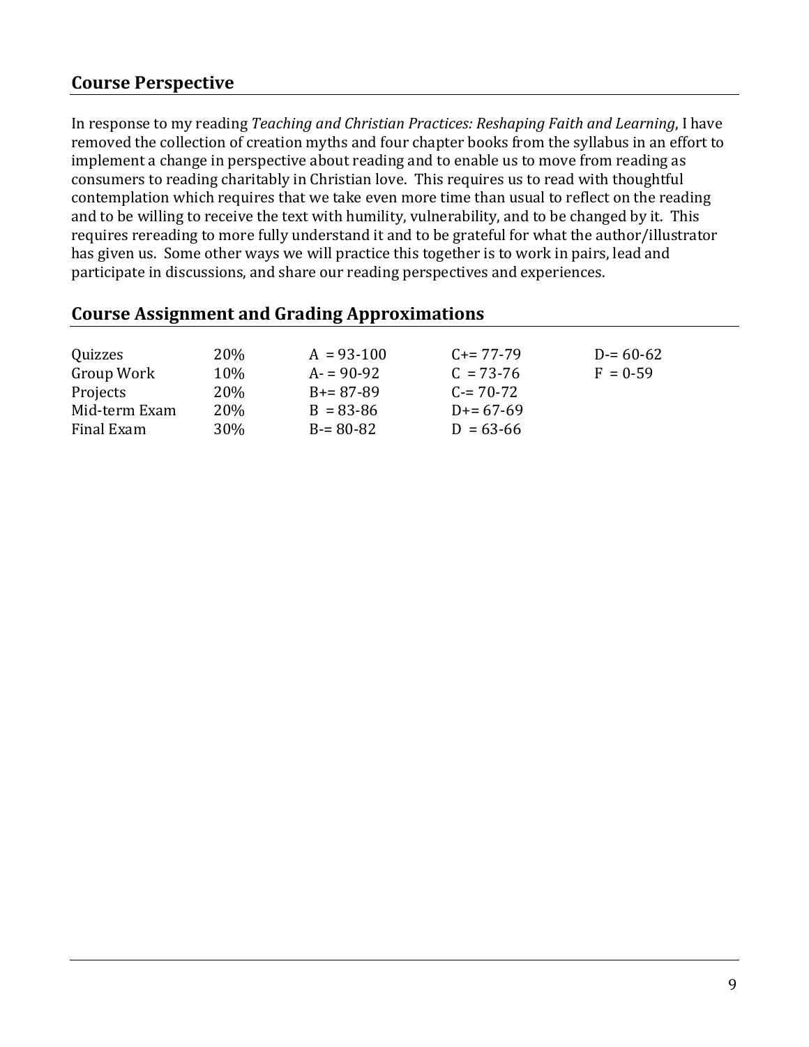## Course Perspective

In response to my reading *Teaching and Christian Practices: Reshaping Faith and Learning*, I have removed the collection of creation myths and four chapter books from the syllabus in an effort to implement a change in perspective about reading and to enable us to move from reading as consumers to reading charitably in Christian love. This requires us to read with thoughtful contemplation which requires that we take even more time than usual to reflect on the reading and to be willing to receive the text with humility, vulnerability, and to be changed by it. This requires rereading to more fully understand it and to be grateful for what the author/illustrator has given us. Some other ways we will practice this together is to work in pairs, lead and participate in discussions, and share our reading perspectives and experiences.

## Course Assignment and Grading Approximations

| | | | | |
|---|---|---|---|---|
| Quizzes | 20% | A = 93-100 | C+= 77-79 | D-= 60-62 |
| Group Work | 10% | A- = 90-92 | C = 73-76 | F = 0-59 |
| Projects | 20% | B+= 87-89 | C-= 70-72 | |
| Mid-term Exam | 20% | B = 83-86 | D+= 67-69 | |
| Final Exam | 30% | B-= 80-82 | D = 63-66 | |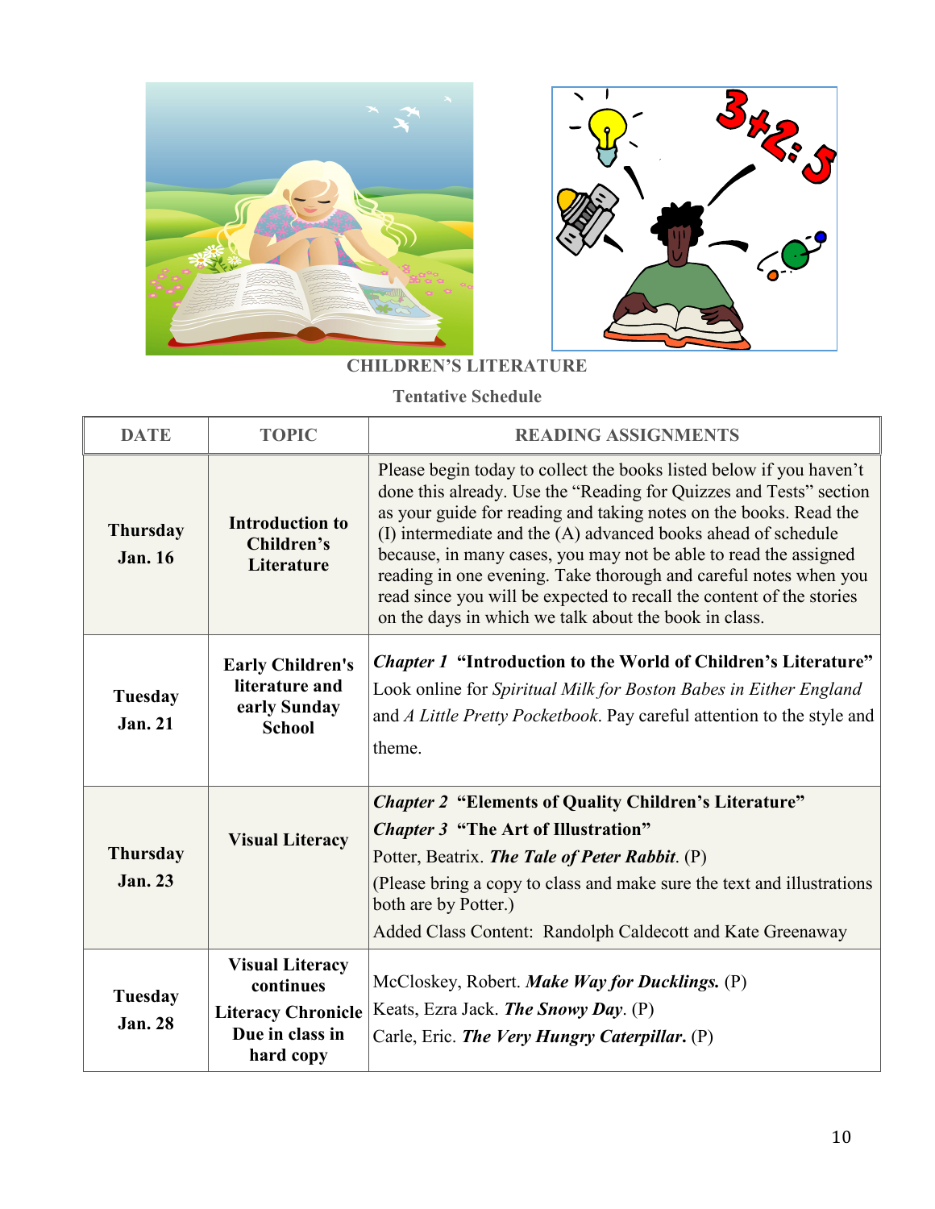**CHILDREN'S LITERATURE**

**Tentative Schedule**

| DATE | TOPIC | READING ASSIGNMENTS |
|---|---|---|
| **Thursday Jan. 16** | **Introduction to Children's Literature** | Please begin today to collect the books listed below if you haven't done this already. Use the "Reading for Quizzes and Tests" section as your guide for reading and taking notes on the books. Read the (I) intermediate and the (A) advanced books ahead of schedule because, in many cases, you may not be able to read the assigned reading in one evening. Take thorough and careful notes when you read since you will be expected to recall the content of the stories on the days in which we talk about the book in class. |
| **Tuesday Jan. 21** | **Early Children's literature and early Sunday School** | ***Chapter 1*** **"Introduction to the World of Children's Literature"**<br>Look online for *Spiritual Milk for Boston Babes in Either England* and *A Little Pretty Pocketbook*. Pay careful attention to the style and theme. |
| **Thursday Jan. 23** | **Visual Literacy** | ***Chapter 2*** **"Elements of Quality Children's Literature"**<br>***Chapter 3*** **"The Art of Illustration"**<br>Potter, Beatrix. ***The Tale of Peter Rabbit***. (P)<br>(Please bring a copy to class and make sure the text and illustrations both are by Potter.)<br>Added Class Content: Randolph Caldecott and Kate Greenaway |
| **Tuesday Jan. 28** | **Visual Literacy continues**<br>**Literacy Chronicle Due in class in hard copy** | McCloskey, Robert. ***Make Way for Ducklings.*** (P)<br>Keats, Ezra Jack. ***The Snowy Day***. (P)<br>Carle, Eric. ***The Very Hungry Caterpillar.*** (P) |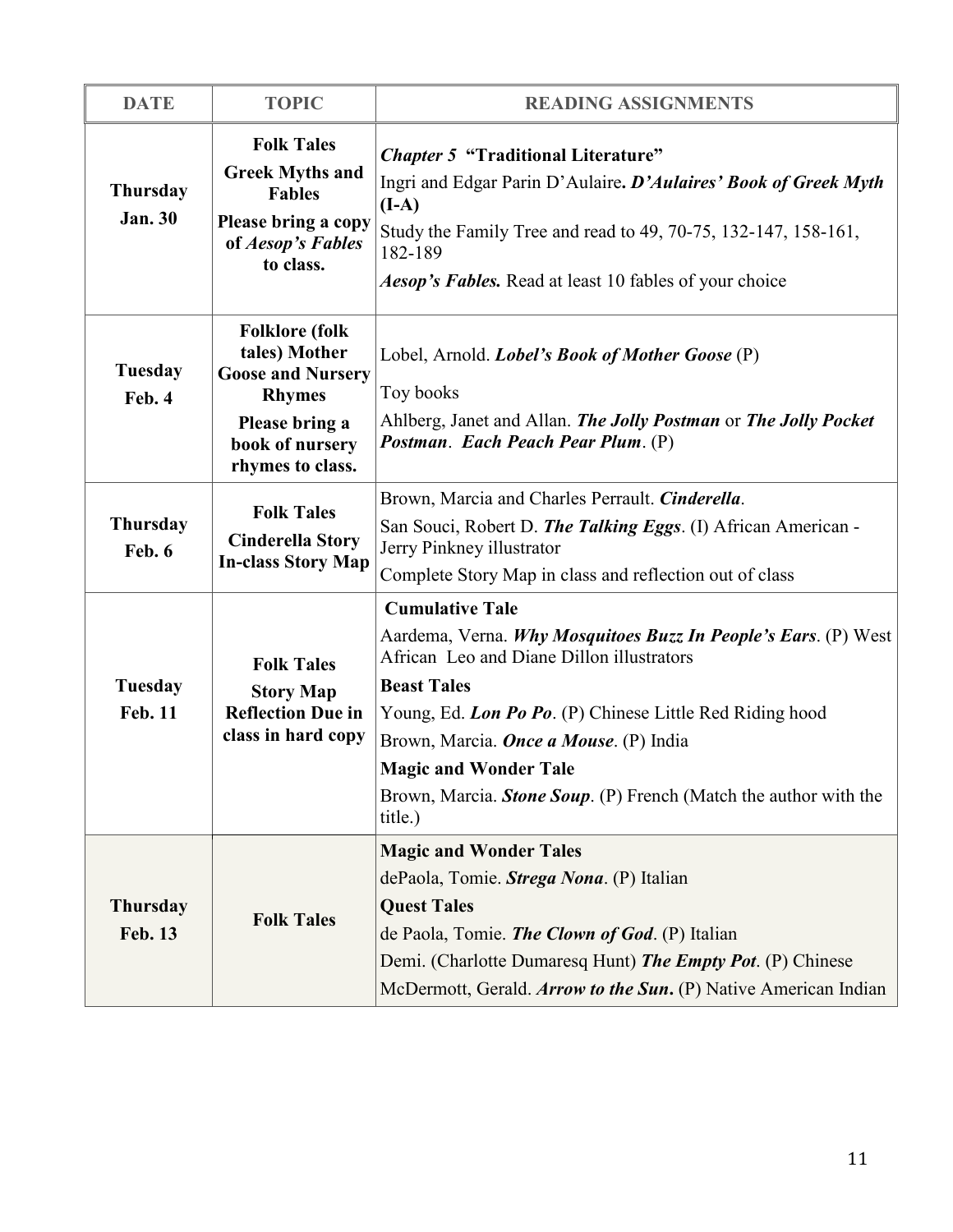| DATE | TOPIC | READING ASSIGNMENTS |
|---|---|---|
| **Thursday Jan. 30** | **Folk Tales** <br> **Greek Myths and Fables** <br> **Please bring a copy of *Aesop's Fables* to class.** | ***Chapter 5* "Traditional Literature"** <br> Ingri and Edgar Parin D'Aulaire**. *D'Aulaires' Book of Greek Myth* (I-A)** <br> Study the Family Tree and read to 49, 70-75, 132-147, 158-161, 182-189 <br> ***Aesop's Fables.*** Read at least 10 fables of your choice |
| **Tuesday Feb. 4** | **Folklore (folk tales) Mother Goose and Nursery Rhymes** <br> **Please bring a book of nursery rhymes to class.** | Lobel, Arnold. ***Lobel's Book of Mother Goose*** (P) <br> Toy books <br> Ahlberg, Janet and Allan. ***The Jolly Postman*** or ***The Jolly Pocket Postman***. ***Each Peach Pear Plum***. (P) |
| **Thursday Feb. 6** | **Folk Tales** <br> **Cinderella Story** <br> **In-class Story Map** | Brown, Marcia and Charles Perrault. ***Cinderella***. <br> San Souci, Robert D. ***The Talking Eggs***. (I) African American - Jerry Pinkney illustrator <br> Complete Story Map in class and reflection out of class |
| **Tuesday Feb. 11** | **Folk Tales** <br> **Story Map Reflection Due in class in hard copy** | **Cumulative Tale** <br> Aardema, Verna. ***Why Mosquitoes Buzz In People's Ears***. (P) West African Leo and Diane Dillon illustrators <br> **Beast Tales** <br> Young, Ed. ***Lon Po Po***. (P) Chinese Little Red Riding hood <br> Brown, Marcia. ***Once a Mouse***. (P) India <br> **Magic and Wonder Tale** <br> Brown, Marcia. ***Stone Soup***. (P) French (Match the author with the title.) |
| **Thursday Feb. 13** | **Folk Tales** | **Magic and Wonder Tales** <br> dePaola, Tomie. ***Strega Nona***. (P) Italian <br> **Quest Tales** <br> de Paola, Tomie. ***The Clown of God***. (P) Italian <br> Demi. (Charlotte Dumaresq Hunt) ***The Empty Pot***. (P) Chinese <br> McDermott, Gerald. ***Arrow to the Sun*****.** (P) Native American Indian |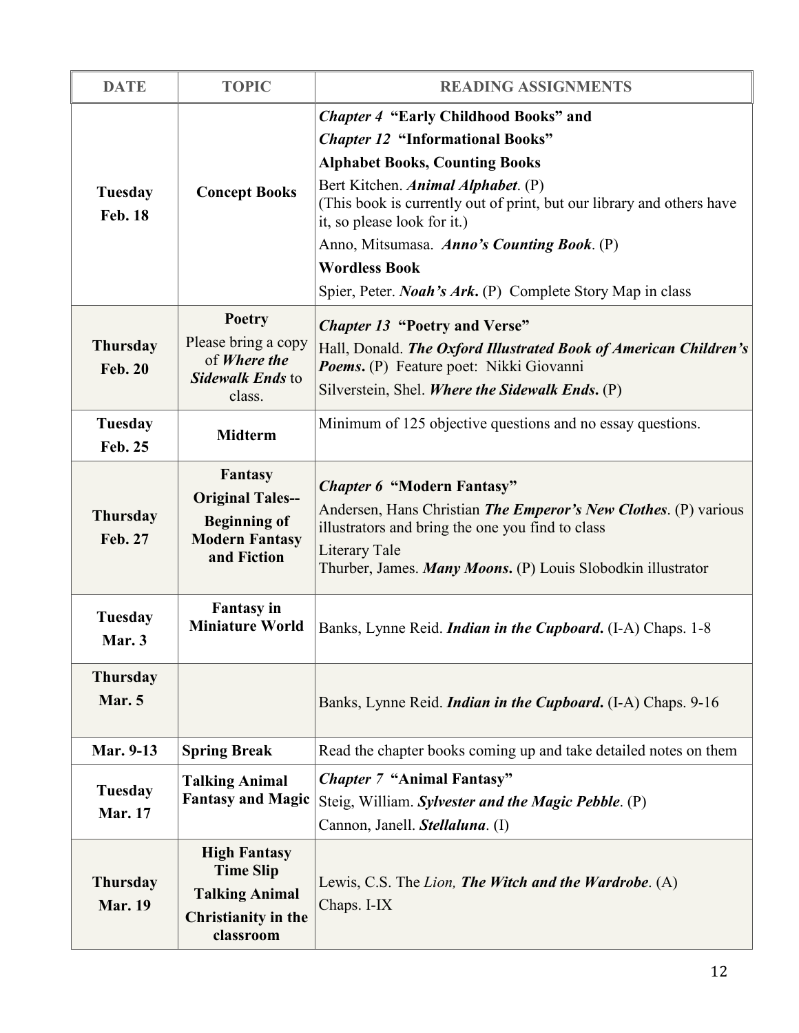| DATE | TOPIC | READING ASSIGNMENTS |
|---|---|---|
| **Tuesday Feb. 18** | **Concept Books** | ***Chapter 4*** **"Early Childhood Books" and**<br>***Chapter 12*** **"Informational Books"**<br>**Alphabet Books, Counting Books**<br>Bert Kitchen. ***Animal Alphabet***. (P)<br>(This book is currently out of print, but our library and others have it, so please look for it.)<br>Anno, Mitsumasa. ***Anno's Counting Book***. (P)<br>**Wordless Book**<br>Spier, Peter. ***Noah's Ark*****.** (P) Complete Story Map in class |
| **Thursday Feb. 20** | **Poetry**<br>Please bring a copy of ***Where the Sidewalk Ends*** to class. | ***Chapter 13*** **"Poetry and Verse"**<br>Hall, Donald. ***The Oxford Illustrated Book of American Children's Poems*****.** (P) Feature poet: Nikki Giovanni<br>Silverstein, Shel. ***Where the Sidewalk Ends*****.** (P) |
| **Tuesday Feb. 25** | **Midterm** | Minimum of 125 objective questions and no essay questions. |
| **Thursday Feb. 27** | **Fantasy**<br>**Original Tales--**<br>**Beginning of Modern Fantasy and Fiction** | ***Chapter 6*** **"Modern Fantasy"**<br>Andersen, Hans Christian ***The Emperor's New Clothes***. (P) various illustrators and bring the one you find to class<br>Literary Tale<br>Thurber, James. ***Many Moons*****.** (P) Louis Slobodkin illustrator |
| **Tuesday Mar. 3** | **Fantasy in Miniature World** | Banks, Lynne Reid. ***Indian in the Cupboard*****.** (I-A) Chaps. 1-8 |
| **Thursday Mar. 5** | | Banks, Lynne Reid. ***Indian in the Cupboard*****.** (I-A) Chaps. 9-16 |
| **Mar. 9-13** | **Spring Break** | Read the chapter books coming up and take detailed notes on them |
| **Tuesday Mar. 17** | **Talking Animal Fantasy and Magic** | ***Chapter 7*** **"Animal Fantasy"**<br>Steig, William. ***Sylvester and the Magic Pebble***. (P)<br>Cannon, Janell. ***Stellaluna***. (I) |
| **Thursday Mar. 19** | **High Fantasy**<br>**Time Slip**<br>**Talking Animal**<br>**Christianity in the classroom** | Lewis, C.S. The *Lion,* ***The Witch and the Wardrobe***. (A)<br>Chaps. I-IX |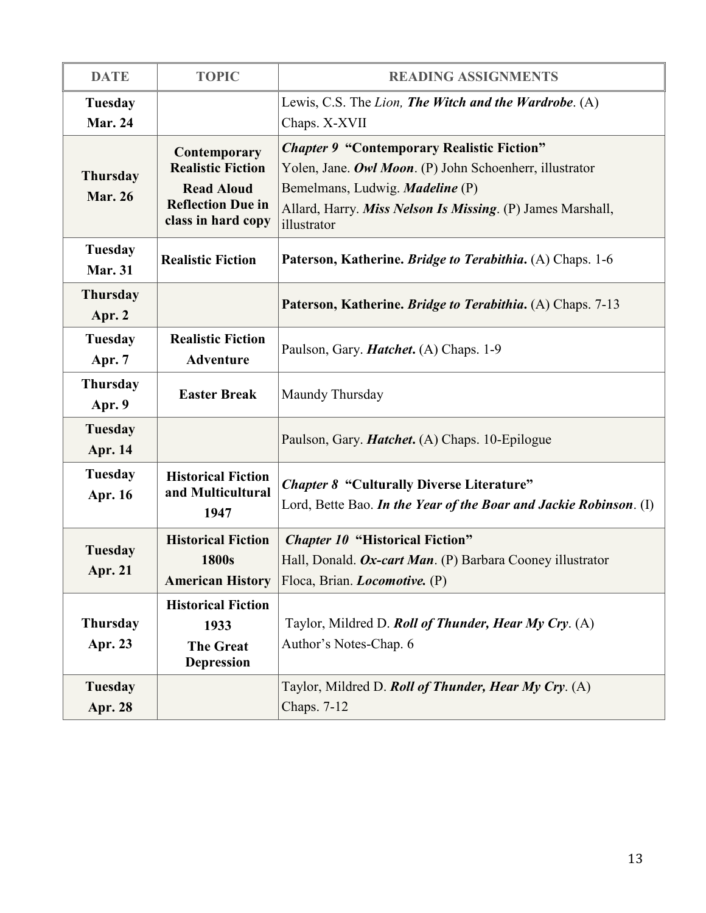| DATE | TOPIC | READING ASSIGNMENTS |
|---|---|---|
| **Tuesday Mar. 24** | | Lewis, C.S. The *Lion,* ***The Witch and the Wardrobe***. (A) Chaps. X-XVII |
| **Thursday Mar. 26** | **Contemporary Realistic Fiction** **Read Aloud Reflection Due in class in hard copy** | ***Chapter 9* "Contemporary Realistic Fiction"** Yolen, Jane. ***Owl Moon***. (P) John Schoenherr, illustrator Bemelmans, Ludwig. ***Madeline*** (P) Allard, Harry. ***Miss Nelson Is Missing***. (P) James Marshall, illustrator |
| **Tuesday Mar. 31** | **Realistic Fiction** | **Paterson, Katherine. *Bridge to Terabithia*.** (A) Chaps. 1-6 |
| **Thursday Apr. 2** | | **Paterson, Katherine. *Bridge to Terabithia*.** (A) Chaps. 7-13 |
| **Tuesday Apr. 7** | **Realistic Fiction Adventure** | Paulson, Gary. ***Hatchet*.** (A) Chaps. 1-9 |
| **Thursday Apr. 9** | **Easter Break** | Maundy Thursday |
| **Tuesday Apr. 14** | | Paulson, Gary. ***Hatchet*.** (A) Chaps. 10-Epilogue |
| **Tuesday Apr. 16** | **Historical Fiction and Multicultural 1947** | ***Chapter 8* "Culturally Diverse Literature"** Lord, Bette Bao. ***In the Year of the Boar and Jackie Robinson***. (I) |
| **Tuesday Apr. 21** | **Historical Fiction 1800s American History** | ***Chapter 10* "Historical Fiction"** Hall, Donald. ***Ox-cart Man***. (P) Barbara Cooney illustrator Floca, Brian. ***Locomotive.*** (P) |
| **Thursday Apr. 23** | **Historical Fiction 1933 The Great Depression** | Taylor, Mildred D. ***Roll of Thunder, Hear My Cry***. (A) Author's Notes-Chap. 6 |
| **Tuesday Apr. 28** | | Taylor, Mildred D. ***Roll of Thunder, Hear My Cry***. (A) Chaps. 7-12 |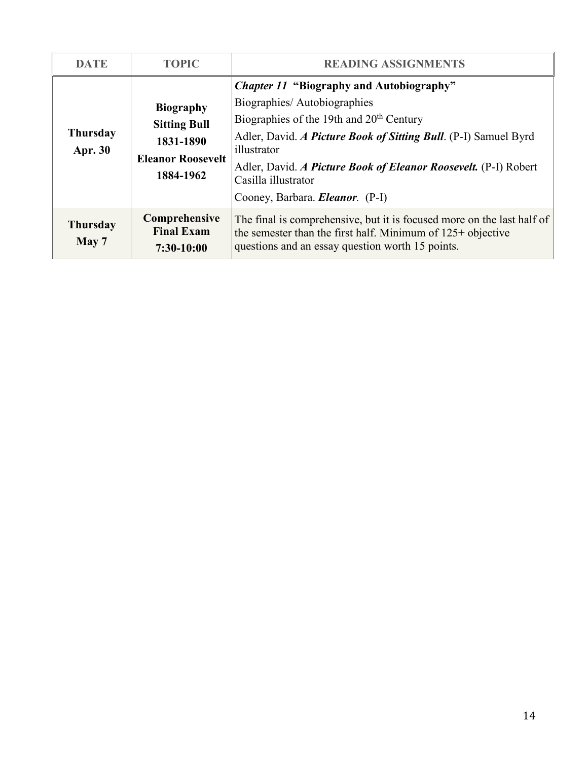| DATE | TOPIC | READING ASSIGNMENTS |
|---|---|---|
| **Thursday Apr. 30** | **Biography Sitting Bull 1831-1890 Eleanor Roosevelt 1884-1962** | ***Chapter 11* "Biography and Autobiography"**<br>Biographies/ Autobiographies<br>Biographies of the 19th and 20th Century<br>Adler, David. ***A Picture Book of Sitting Bull***. (P-I) Samuel Byrd illustrator<br>Adler, David. ***A Picture Book of Eleanor Roosevelt.*** (P-I) Robert Casilla illustrator<br>Cooney, Barbara. ***Eleanor***. (P-I) |
| **Thursday May 7** | **Comprehensive Final Exam 7:30-10:00** | The final is comprehensive, but it is focused more on the last half of the semester than the first half. Minimum of 125+ objective questions and an essay question worth 15 points. |